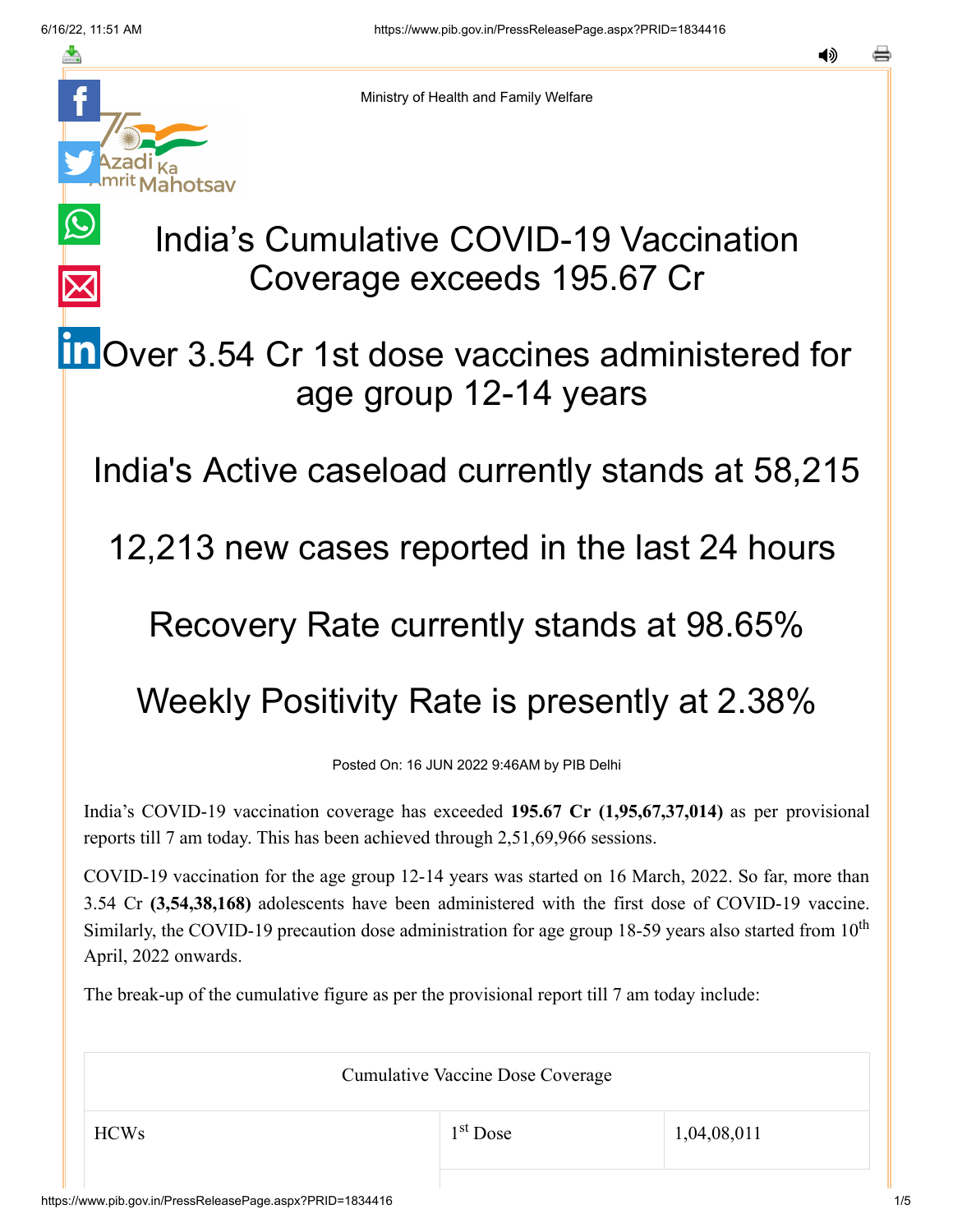Ministry of Health and Family Welfare

# India's Cumulative COVID-19 Vaccination Coverage exceeds 195.67 Cr

## Over 3.54 Cr 1st dose vaccines administered for age group 12-14 years

## India's Active caseload currently stands at 58,215

## 12,213 new cases reported in the last 24 hours

## Recovery Rate currently stands at 98.65%

## Weekly Positivity Rate is presently at 2.38%

Posted On: 16 JUN 2022 9:46AM by PIB Delhi

India's COVID-19 vaccination coverage has exceeded **195.67 Cr (1,95,67,37,014)** as per provisional reports till 7 am today. This has been achieved through 2,51,69,966 sessions.

COVID-19 vaccination for the age group 12-14 years was started on 16 March, 2022. So far, more than 3.54 Cr **(3,54,38,168)** adolescents have been administered with the first dose of COVID-19 vaccine. Similarly, the COVID-19 precaution dose administration for age group 18-59 years also started from 10th April, 2022 onwards.

The break-up of the cumulative figure as per the provisional report till 7 am today include:

| Cumulative Vaccine Dose Coverage | | |
|---|---|---|
| HCWs | 1st Dose | 1,04,08,011 |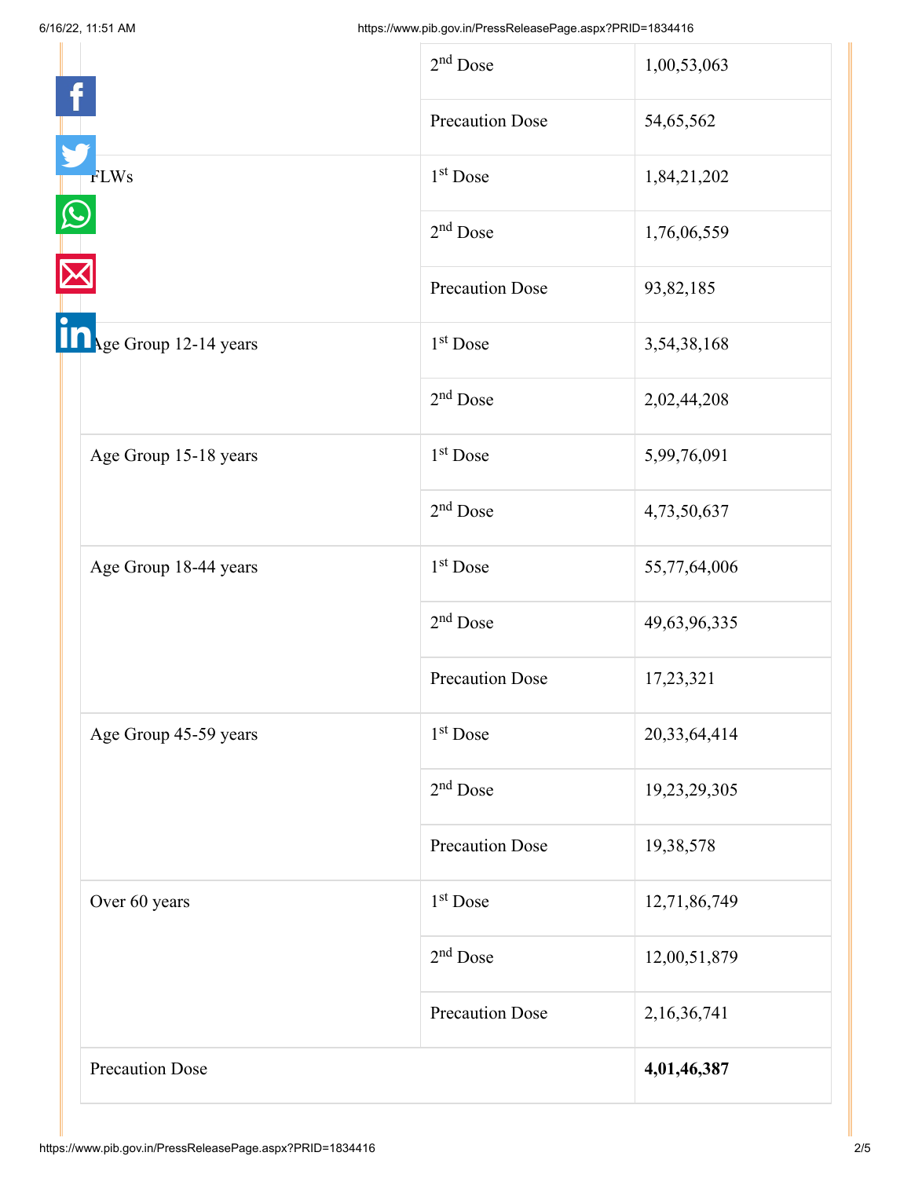| | | |
|---|---|---|
| | 2nd Dose | 1,00,53,063 |
| | Precaution Dose | 54,65,562 |
| FLWs | 1st Dose | 1,84,21,202 |
| | 2nd Dose | 1,76,06,559 |
| | Precaution Dose | 93,82,185 |
| Age Group 12-14 years | 1st Dose | 3,54,38,168 |
| | 2nd Dose | 2,02,44,208 |
| Age Group 15-18 years | 1st Dose | 5,99,76,091 |
| | 2nd Dose | 4,73,50,637 |
| Age Group 18-44 years | 1st Dose | 55,77,64,006 |
| | 2nd Dose | 49,63,96,335 |
| | Precaution Dose | 17,23,321 |
| Age Group 45-59 years | 1st Dose | 20,33,64,414 |
| | 2nd Dose | 19,23,29,305 |
| | Precaution Dose | 19,38,578 |
| Over 60 years | 1st Dose | 12,71,86,749 |
| | 2nd Dose | 12,00,51,879 |
| | Precaution Dose | 2,16,36,741 |
| Precaution Dose | | **4,01,46,387** |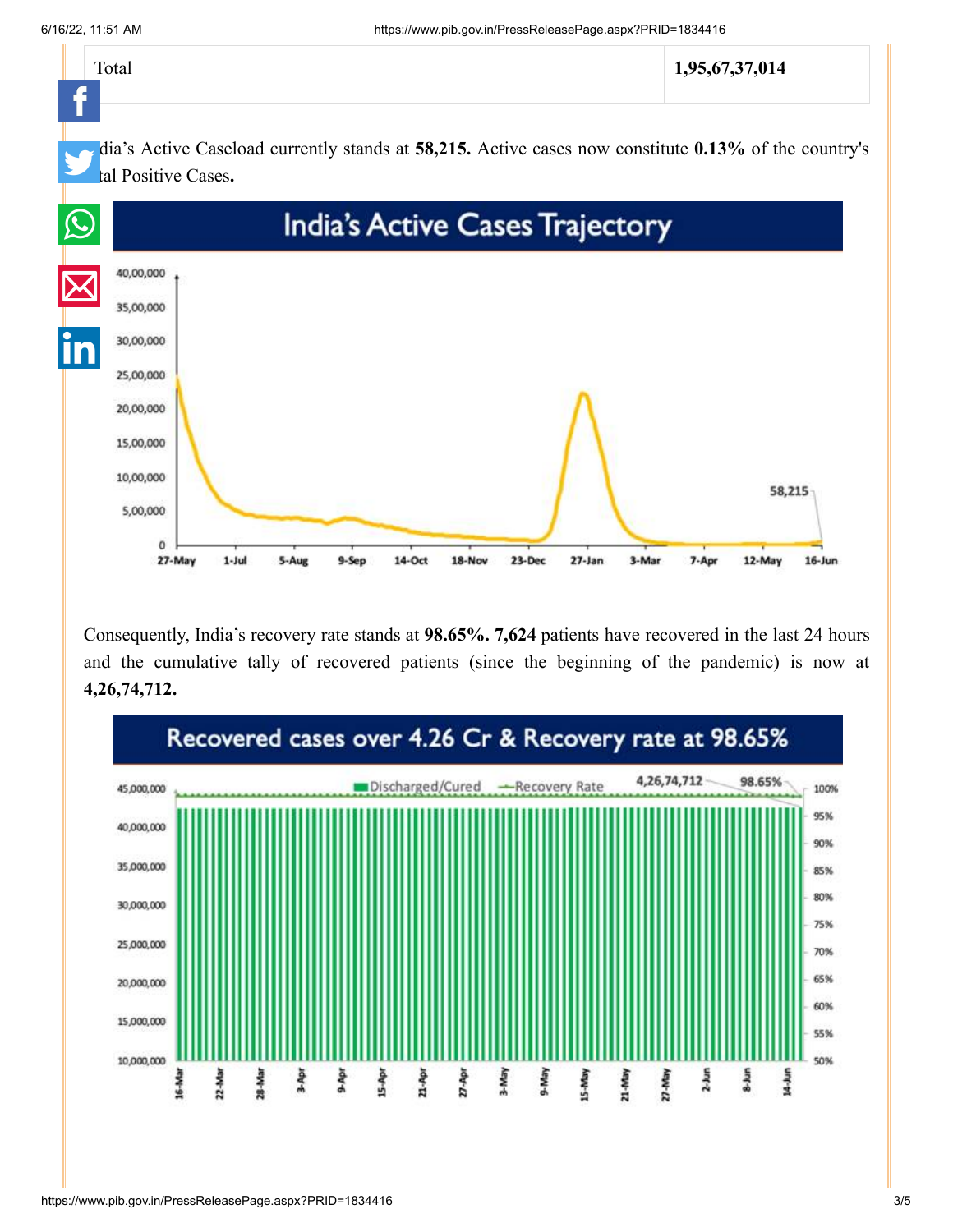| Total | 1,95,67,37,014 |
|---|---|

India's Active Caseload currently stands at **58,215.** Active cases now constitute **0.13%** of the country's total Positive Cases**.**

Consequently, India's recovery rate stands at **98.65%. 7,624** patients have recovered in the last 24 hours and the cumulative tally of recovered patients (since the beginning of the pandemic) is now at **4,26,74,712.**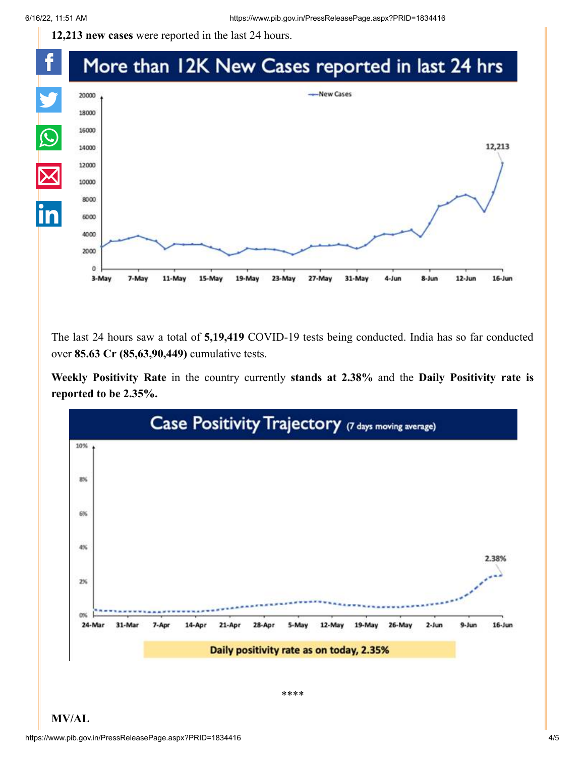**12,213 new cases** were reported in the last 24 hours.

The last 24 hours saw a total of **5,19,419** COVID-19 tests being conducted. India has so far conducted over **85.63 Cr (85,63,90,449)** cumulative tests.

**Weekly Positivity Rate** in the country currently **stands at 2.38%** and the **Daily Positivity rate is reported to be 2.35%.**

\*\*\*\*

**MV/AL**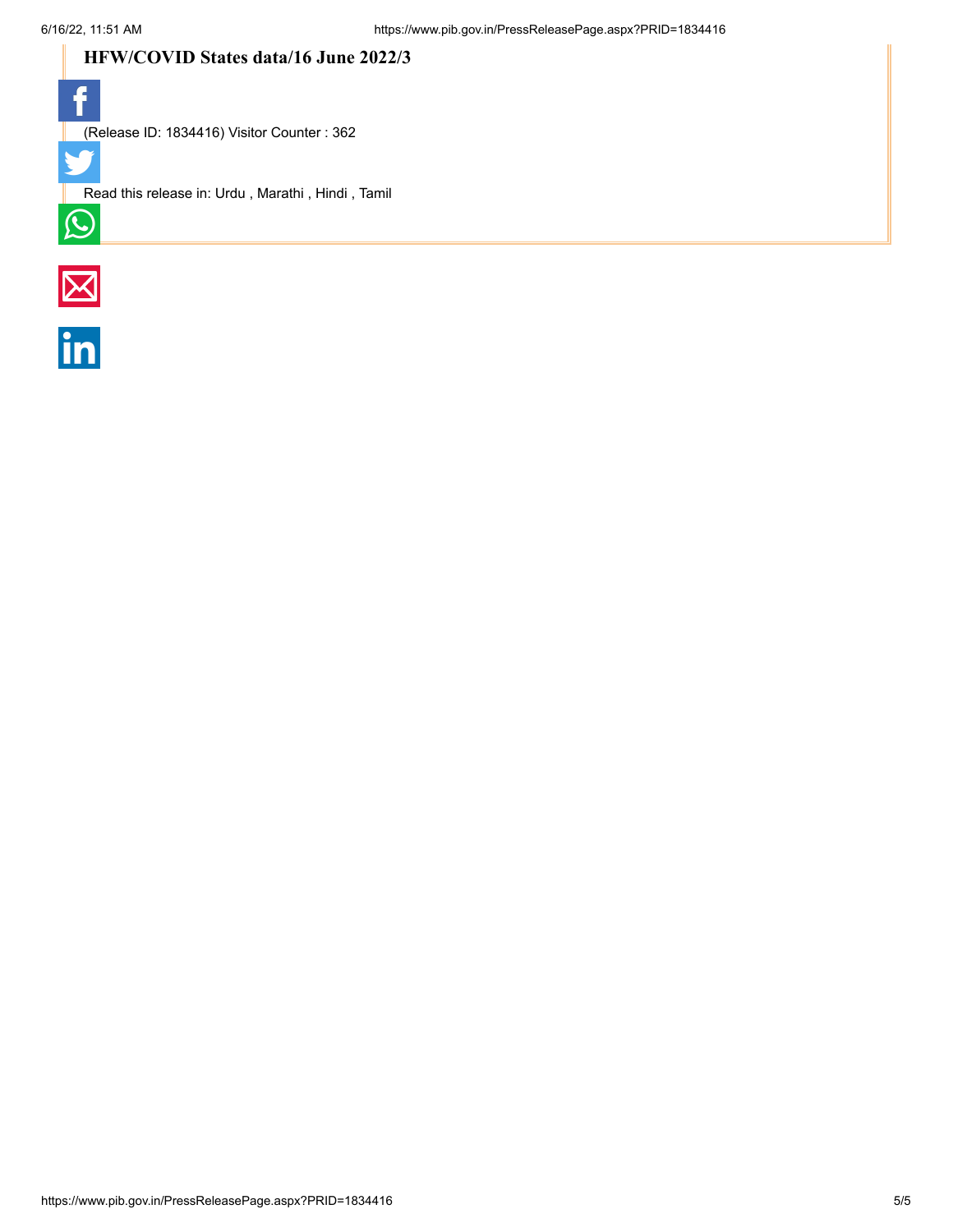**HFW/COVID States data/16 June 2022/3**

(Release ID: 1834416) Visitor Counter : 362

Read this release in: Urdu , Marathi , Hindi , Tamil